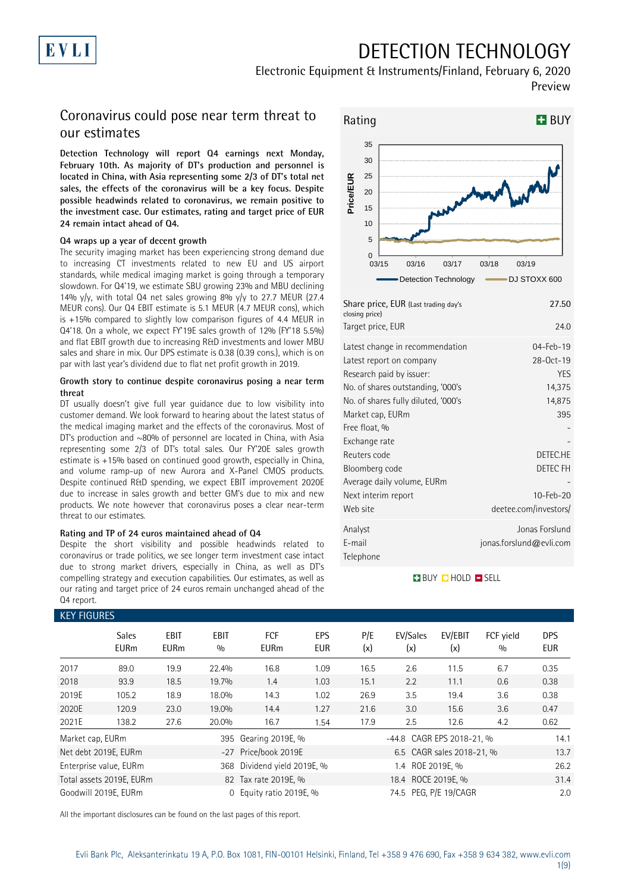# DETECTION TECHNOLOGY

Electronic Equipment & Instruments/Finland, February 6, 2020

Preview

## Coronavirus could pose near term threat to our estimates

**Detection Technology will report Q4 earnings next Monday, February 10th. As majority of DT's production and personnel is located in China, with Asia representing some 2/3 of DT's total net sales, the effects of the coronavirus will be a key focus. Despite possible headwinds related to coronavirus, we remain positive to the investment case. Our estimates, rating and target price of EUR 24 remain intact ahead of Q4.**

### Q4 wraps up a year of decent growth

The security imaging market has been experiencing strong demand due to increasing CT investments related to new EU and US airport standards, while medical imaging market is going through a temporary slowdown. For Q4'19, we estimate SBU growing 23% and MBU declining 14% y/y, with total Q4 net sales growing 8% y/y to 27.7 MEUR (27.4 MEUR cons). Our Q4 EBIT estimate is 5.1 MEUR (4.7 MEUR cons), which is +15% compared to slightly low comparison figures of 4.4 MEUR in Q4'18. On a whole, we expect FY'19E sales growth of 12% (FY'18 5.5%) and flat EBIT growth due to increasing R&D investments and lower MBU sales and share in mix. Our DPS estimate is 0.38 (0.39 cons.), which is on par with last year's dividend due to flat net profit growth in 2019.

### Growth story to continue despite coronavirus posing a near term threat

DT usually doesn't give full year guidance due to low visibility into customer demand. We look forward to hearing about the latest status of the medical imaging market and the effects of the coronavirus. Most of DT's production and ~80% of personnel are located in China, with Asia representing some 2/3 of DT's total sales. Our FY'20E sales growth estimate is +15% based on continued good growth, especially in China, and volume ramp-up of new Aurora and X-Panel CMOS products. Despite continued R&D spending, we expect EBIT improvement 2020E due to increase in sales growth and better GM's due to mix and new products. We note however that coronavirus poses a clear near-term threat to our estimates.

### Rating and TP of 24 euros maintained ahead of Q4

Despite the short visibility and possible headwinds related to coronavirus or trade politics, we see longer term investment case intact due to strong market drivers, especially in China, as well as DT's compelling strategy and execution capabilities. Our estimates, as well as our rating and target price of 24 euros remain unchanged ahead of the Q4 report.

**Rating: BUY**

| | |
|---|---|
| Share price, EUR (Last trading day's closing price) | 27.50 |
| Target price, EUR | 24.0 |

| | |
|---|---|
| Latest change in recommendation | 04-Feb-19 |
| Latest report on company | 28-Oct-19 |
| Research paid by issuer: | YES |
| No. of shares outstanding, '000's | 14,375 |
| No. of shares fully diluted, '000's | 14,875 |
| Market cap, EURm | 395 |
| Free float, % | - |
| Exchange rate | - |
| Reuters code | DETEC.HE |
| Bloomberg code | DETEC FH |
| Average daily volume, EURm | - |
| Next interim report | 10-Feb-20 |
| Web site | deetee.com/investors/ |

| | |
|---|---|
| Analyst | Jonas Forslund |
| E-mail | jonas.forslund@evli.com |
| Telephone | |

BUY / HOLD / SELL

## KEY FIGURES

| | Sales EURm | EBIT EURm | EBIT % | FCF EURm | EPS EUR | P/E (x) | EV/Sales (x) | EV/EBIT (x) | FCF yield % | DPS EUR |
|---|---|---|---|---|---|---|---|---|---|---|
| 2017 | 89.0 | 19.9 | 22.4% | 16.8 | 1.09 | 16.5 | 2.6 | 11.5 | 6.7 | 0.35 |
| 2018 | 93.9 | 18.5 | 19.7% | 1.4 | 1.03 | 15.1 | 2.2 | 11.1 | 0.6 | 0.38 |
| 2019E | 105.2 | 18.9 | 18.0% | 14.3 | 1.02 | 26.9 | 3.5 | 19.4 | 3.6 | 0.38 |
| 2020E | 120.9 | 23.0 | 19.0% | 14.4 | 1.27 | 21.6 | 3.0 | 15.6 | 3.6 | 0.47 |
| 2021E | 138.2 | 27.6 | 20.0% | 16.7 | 1.54 | 17.9 | 2.5 | 12.6 | 4.2 | 0.62 |

| | | | | | |
|---|---|---|---|---|---|
| Market cap, EURm | 395 | Gearing 2019E, % | -44.8 | CAGR EPS 2018-21, % | 14.1 |
| Net debt 2019E, EURm | -27 | Price/book 2019E | 6.5 | CAGR sales 2018-21, % | 13.7 |
| Enterprise value, EURm | 368 | Dividend yield 2019E, % | 1.4 | ROE 2019E, % | 26.2 |
| Total assets 2019E, EURm | 82 | Tax rate 2019E, % | 18.4 | ROCE 2019E, % | 31.4 |
| Goodwill 2019E, EURm | 0 | Equity ratio 2019E, % | 74.5 | PEG, P/E 19/CAGR | 2.0 |

All the important disclosures can be found on the last pages of this report.

Evli Bank Plc, Aleksanterinkatu 19 A, P.O. Box 1081, FIN-00101 Helsinki, Finland, Tel +358 9 476 690, Fax +358 9 634 382, www.evli.com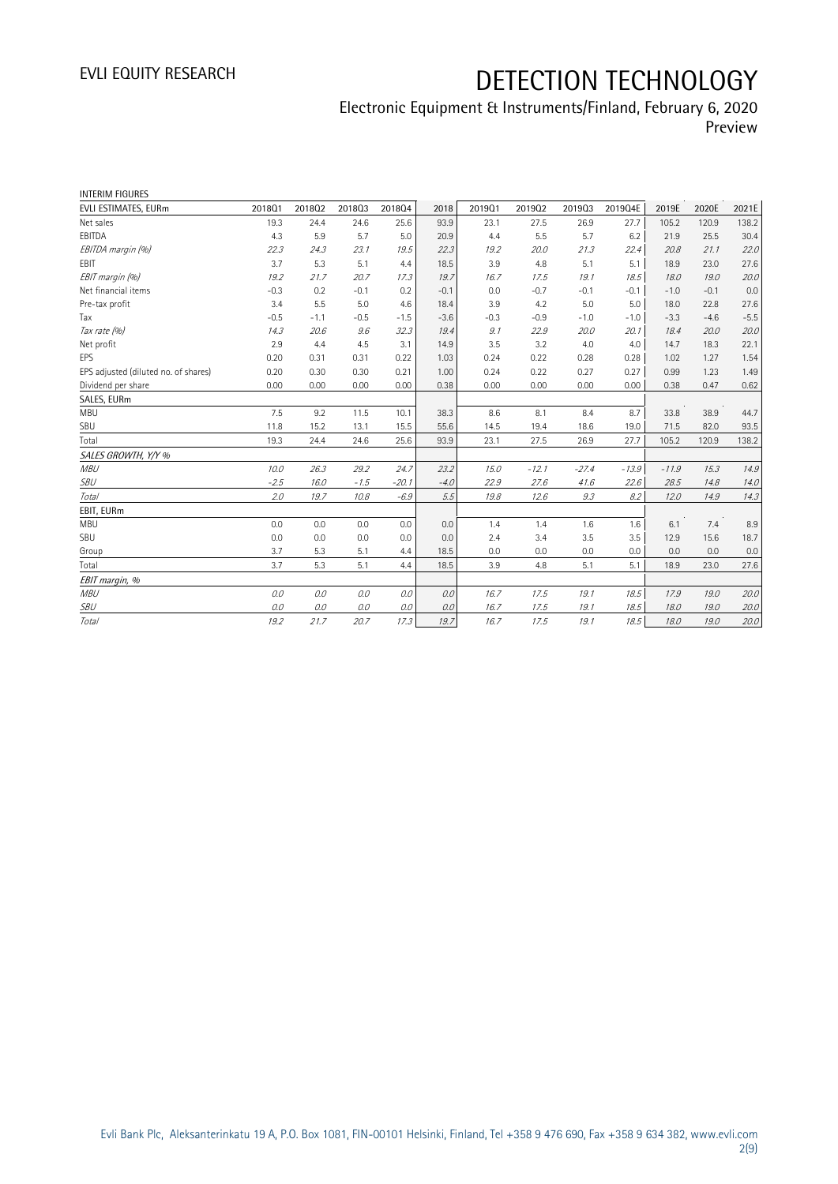INTERIM FIGURES

| EVLI ESTIMATES, EURm | 2018Q1 | 2018Q2 | 2018Q3 | 2018Q4 | 2018 | 2019Q1 | 2019Q2 | 2019Q3 | 2019Q4E | 2019E | 2020E | 2021E |
|---|---|---|---|---|---|---|---|---|---|---|---|---|
| Net sales | 19.3 | 24.4 | 24.6 | 25.6 | 93.9 | 23.1 | 27.5 | 26.9 | 27.7 | 105.2 | 120.9 | 138.2 |
| EBITDA | 4.3 | 5.9 | 5.7 | 5.0 | 20.9 | 4.4 | 5.5 | 5.7 | 6.2 | 21.9 | 25.5 | 30.4 |
| *EBITDA margin (%)* | *22.3* | *24.3* | *23.1* | *19.5* | *22.3* | *19.2* | *20.0* | *21.3* | *22.4* | *20.8* | *21.1* | *22.0* |
| EBIT | 3.7 | 5.3 | 5.1 | 4.4 | 18.5 | 3.9 | 4.8 | 5.1 | 5.1 | 18.9 | 23.0 | 27.6 |
| *EBIT margin (%)* | *19.2* | *21.7* | *20.7* | *17.3* | *19.7* | *16.7* | *17.5* | *19.1* | *18.5* | *18.0* | *19.0* | *20.0* |
| Net financial items | -0.3 | 0.2 | -0.1 | 0.2 | -0.1 | 0.0 | -0.7 | -0.1 | -0.1 | -1.0 | -0.1 | 0.0 |
| Pre-tax profit | 3.4 | 5.5 | 5.0 | 4.6 | 18.4 | 3.9 | 4.2 | 5.0 | 5.0 | 18.0 | 22.8 | 27.6 |
| Tax | -0.5 | -1.1 | -0.5 | -1.5 | -3.6 | -0.3 | -0.9 | -1.0 | -1.0 | -3.3 | -4.6 | -5.5 |
| *Tax rate (%)* | *14.3* | *20.6* | *9.6* | *32.3* | *19.4* | *9.1* | *22.9* | *20.0* | *20.1* | *18.4* | *20.0* | *20.0* |
| Net profit | 2.9 | 4.4 | 4.5 | 3.1 | 14.9 | 3.5 | 3.2 | 4.0 | 4.0 | 14.7 | 18.3 | 22.1 |
| EPS | 0.20 | 0.31 | 0.31 | 0.22 | 1.03 | 0.24 | 0.22 | 0.28 | 0.28 | 1.02 | 1.27 | 1.54 |
| EPS adjusted (diluted no. of shares) | 0.20 | 0.30 | 0.30 | 0.21 | 1.00 | 0.24 | 0.22 | 0.27 | 0.27 | 0.99 | 1.23 | 1.49 |
| Dividend per share | 0.00 | 0.00 | 0.00 | 0.00 | 0.38 | 0.00 | 0.00 | 0.00 | 0.00 | 0.38 | 0.47 | 0.62 |
| **SALES, EURm** | | | | | | | | | | | | |
| MBU | 7.5 | 9.2 | 11.5 | 10.1 | 38.3 | 8.6 | 8.1 | 8.4 | 8.7 | 33.8 | 38.9 | 44.7 |
| SBU | 11.8 | 15.2 | 13.1 | 15.5 | 55.6 | 14.5 | 19.4 | 18.6 | 19.0 | 71.5 | 82.0 | 93.5 |
| Total | 19.3 | 24.4 | 24.6 | 25.6 | 93.9 | 23.1 | 27.5 | 26.9 | 27.7 | 105.2 | 120.9 | 138.2 |
| ***SALES GROWTH, Y/Y %*** | | | | | | | | | | | | |
| *MBU* | *10.0* | *26.3* | *29.2* | *24.7* | *23.2* | *15.0* | *-12.1* | *-27.4* | *-13.9* | *-11.9* | *15.3* | *14.9* |
| *SBU* | *-2.5* | *16.0* | *-1.5* | *-20.1* | *-4.0* | *22.9* | *27.6* | *41.6* | *22.6* | *28.5* | *14.8* | *14.0* |
| *Total* | *2.0* | *19.7* | *10.8* | *-6.9* | *5.5* | *19.8* | *12.6* | *9.3* | *8.2* | *12.0* | *14.9* | *14.3* |
| **EBIT, EURm** | | | | | | | | | | | | |
| MBU | 0.0 | 0.0 | 0.0 | 0.0 | 0.0 | 1.4 | 1.4 | 1.6 | 1.6 | 6.1 | 7.4 | 8.9 |
| SBU | 0.0 | 0.0 | 0.0 | 0.0 | 0.0 | 2.4 | 3.4 | 3.5 | 3.5 | 12.9 | 15.6 | 18.7 |
| Group | 3.7 | 5.3 | 5.1 | 4.4 | 18.5 | 0.0 | 0.0 | 0.0 | 0.0 | 0.0 | 0.0 | 0.0 |
| Total | 3.7 | 5.3 | 5.1 | 4.4 | 18.5 | 3.9 | 4.8 | 5.1 | 5.1 | 18.9 | 23.0 | 27.6 |
| ***EBIT margin, %*** | | | | | | | | | | | | |
| *MBU* | *0.0* | *0.0* | *0.0* | *0.0* | *0.0* | *16.7* | *17.5* | *19.1* | *18.5* | *17.9* | *19.0* | *20.0* |
| *SBU* | *0.0* | *0.0* | *0.0* | *0.0* | *0.0* | *16.7* | *17.5* | *19.1* | *18.5* | *18.0* | *19.0* | *20.0* |
| *Total* | *19.2* | *21.7* | *20.7* | *17.3* | *19.7* | *16.7* | *17.5* | *19.1* | *18.5* | *18.0* | *19.0* | *20.0* |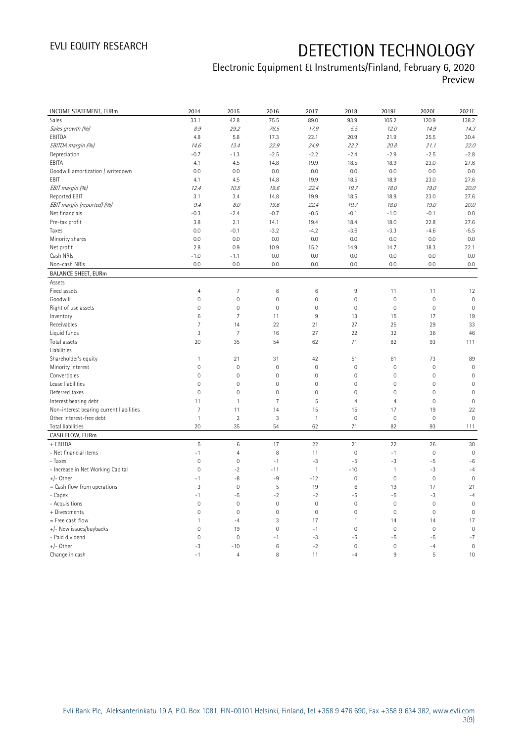# DETECTION TECHNOLOGY

Electronic Equipment & Instruments/Finland, February 6, 2020

Preview

| INCOME STATEMENT, EURm | 2014 | 2015 | 2016 | 2017 | 2018 | 2019E | 2020E | 2021E |
|---|---|---|---|---|---|---|---|---|
| Sales | 33.1 | 42.8 | 75.5 | 89.0 | 93.9 | 105.2 | 120.9 | 138.2 |
| *Sales growth (%)* | *8.9* | *29.2* | *76.5* | *17.9* | *5.5* | *12.0* | *14.9* | *14.3* |
| EBITDA | 4.8 | 5.8 | 17.3 | 22.1 | 20.9 | 21.9 | 25.5 | 30.4 |
| *EBITDA margin (%)* | *14.6* | *13.4* | *22.9* | *24.9* | *22.3* | *20.8* | *21.1* | *22.0* |
| Depreciation | -0.7 | -1.3 | -2.5 | -2.2 | -2.4 | -2.9 | -2.5 | -2.8 |
| EBITA | 4.1 | 4.5 | 14.8 | 19.9 | 18.5 | 18.9 | 23.0 | 27.6 |
| Goodwill amortization / writedown | 0.0 | 0.0 | 0.0 | 0.0 | 0.0 | 0.0 | 0.0 | 0.0 |
| EBIT | 4.1 | 4.5 | 14.8 | 19.9 | 18.5 | 18.9 | 23.0 | 27.6 |
| *EBIT margin (%)* | *12.4* | *10.5* | *19.6* | *22.4* | *19.7* | *18.0* | *19.0* | *20.0* |
| Reported EBIT | 3.1 | 3.4 | 14.8 | 19.9 | 18.5 | 18.9 | 23.0 | 27.6 |
| *EBIT margin (reported) (%)* | *9.4* | *8.0* | *19.6* | *22.4* | *19.7* | *18.0* | *19.0* | *20.0* |
| Net financials | -0.3 | -2.4 | -0.7 | -0.5 | -0.1 | -1.0 | -0.1 | 0.0 |
| Pre-tax profit | 3.8 | 2.1 | 14.1 | 19.4 | 18.4 | 18.0 | 22.8 | 27.6 |
| Taxes | 0.0 | -0.1 | -3.2 | -4.2 | -3.6 | -3.3 | -4.6 | -5.5 |
| Minority shares | 0.0 | 0.0 | 0.0 | 0.0 | 0.0 | 0.0 | 0.0 | 0.0 |
| Net profit | 2.8 | 0.9 | 10.9 | 15.2 | 14.9 | 14.7 | 18.3 | 22.1 |
| Cash NRIs | -1.0 | -1.1 | 0.0 | 0.0 | 0.0 | 0.0 | 0.0 | 0.0 |
| Non-cash NRIs | 0.0 | 0.0 | 0.0 | 0.0 | 0.0 | 0.0 | 0.0 | 0.0 |
| **BALANCE SHEET, EURm** | | | | | | | | |
| Assets | | | | | | | | |
| Fixed assets | 4 | 7 | 6 | 6 | 9 | 11 | 11 | 12 |
| Goodwill | 0 | 0 | 0 | 0 | 0 | 0 | 0 | 0 |
| Right of use assets | 0 | 0 | 0 | 0 | 0 | 0 | 0 | 0 |
| Inventory | 6 | 7 | 11 | 9 | 13 | 15 | 17 | 19 |
| Receivables | 7 | 14 | 22 | 21 | 27 | 25 | 29 | 33 |
| Liquid funds | 3 | 7 | 16 | 27 | 22 | 32 | 36 | 46 |
| Total assets | 20 | 35 | 54 | 62 | 71 | 82 | 93 | 111 |
| Liabilities | | | | | | | | |
| Shareholder's equity | 1 | 21 | 31 | 42 | 51 | 61 | 73 | 89 |
| Minority interest | 0 | 0 | 0 | 0 | 0 | 0 | 0 | 0 |
| Convertibles | 0 | 0 | 0 | 0 | 0 | 0 | 0 | 0 |
| Lease liabilities | 0 | 0 | 0 | 0 | 0 | 0 | 0 | 0 |
| Deferred taxes | 0 | 0 | 0 | 0 | 0 | 0 | 0 | 0 |
| Interest bearing debt | 11 | 1 | 7 | 5 | 4 | 4 | 0 | 0 |
| Non-interest bearing current liabilities | 7 | 11 | 14 | 15 | 15 | 17 | 19 | 22 |
| Other interest-free debt | 1 | 2 | 3 | 1 | 0 | 0 | 0 | 0 |
| Total liabilities | 20 | 35 | 54 | 62 | 71 | 82 | 93 | 111 |
| **CASH FLOW, EURm** | | | | | | | | |
| + EBITDA | 5 | 6 | 17 | 22 | 21 | 22 | 26 | 30 |
| - Net financial items | -1 | 4 | 8 | 11 | 0 | -1 | 0 | 0 |
| - Taxes | 0 | 0 | -1 | -3 | -5 | -3 | -5 | -6 |
| - Increase in Net Working Capital | 0 | -2 | -11 | 1 | -10 | 1 | -3 | -4 |
| +/- Other | -1 | -8 | -9 | -12 | 0 | 0 | 0 | 0 |
| = Cash flow from operations | 3 | 0 | 5 | 19 | 6 | 19 | 17 | 21 |
| - Capex | -1 | -5 | -2 | -2 | -5 | -5 | -3 | -4 |
| - Acquisitions | 0 | 0 | 0 | 0 | 0 | 0 | 0 | 0 |
| + Divestments | 0 | 0 | 0 | 0 | 0 | 0 | 0 | 0 |
| = Free cash flow | 1 | -4 | 3 | 17 | 1 | 14 | 14 | 17 |
| +/- New issues/buybacks | 0 | 19 | 0 | -1 | 0 | 0 | 0 | 0 |
| - Paid dividend | 0 | 0 | -1 | -3 | -5 | -5 | -5 | -7 |
| +/- Other | -3 | -10 | 6 | -2 | 0 | 0 | -4 | 0 |
| Change in cash | -1 | 4 | 8 | 11 | -4 | 9 | 5 | 10 |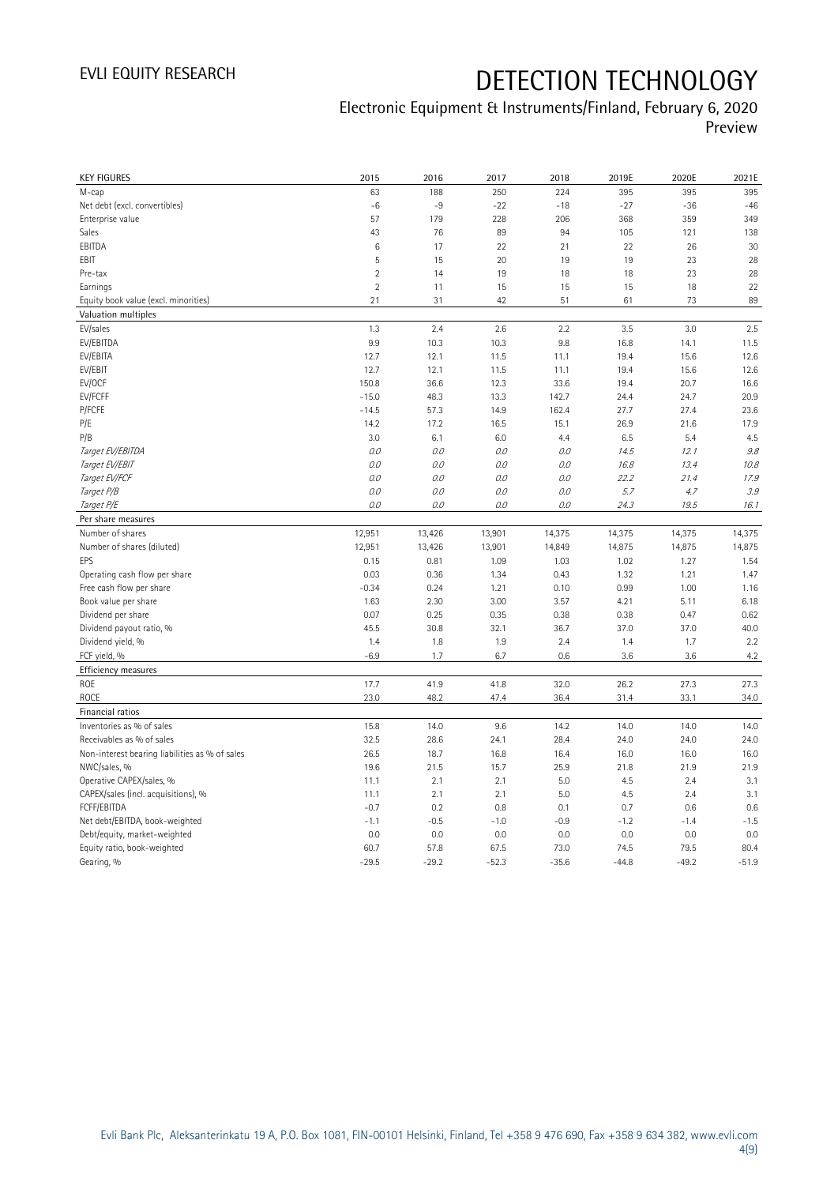| KEY FIGURES | 2015 | 2016 | 2017 | 2018 | 2019E | 2020E | 2021E |
|---|---|---|---|---|---|---|---|
| M-cap | 63 | 188 | 250 | 224 | 395 | 395 | 395 |
| Net debt (excl. convertibles) | -6 | -9 | -22 | -18 | -27 | -36 | -46 |
| Enterprise value | 57 | 179 | 228 | 206 | 368 | 359 | 349 |
| Sales | 43 | 76 | 89 | 94 | 105 | 121 | 138 |
| EBITDA | 6 | 17 | 22 | 21 | 22 | 26 | 30 |
| EBIT | 5 | 15 | 20 | 19 | 19 | 23 | 28 |
| Pre-tax | 2 | 14 | 19 | 18 | 18 | 23 | 28 |
| Earnings | 2 | 11 | 15 | 15 | 15 | 18 | 22 |
| Equity book value (excl. minorities) | 21 | 31 | 42 | 51 | 61 | 73 | 89 |
| **Valuation multiples** | | | | | | | |
| EV/sales | 1.3 | 2.4 | 2.6 | 2.2 | 3.5 | 3.0 | 2.5 |
| EV/EBITDA | 9.9 | 10.3 | 10.3 | 9.8 | 16.8 | 14.1 | 11.5 |
| EV/EBITA | 12.7 | 12.1 | 11.5 | 11.1 | 19.4 | 15.6 | 12.6 |
| EV/EBIT | 12.7 | 12.1 | 11.5 | 11.1 | 19.4 | 15.6 | 12.6 |
| EV/OCF | 150.8 | 36.6 | 12.3 | 33.6 | 19.4 | 20.7 | 16.6 |
| EV/FCFF | -15.0 | 48.3 | 13.3 | 142.7 | 24.4 | 24.7 | 20.9 |
| P/FCFE | -14.5 | 57.3 | 14.9 | 162.4 | 27.7 | 27.4 | 23.6 |
| P/E | 14.2 | 17.2 | 16.5 | 15.1 | 26.9 | 21.6 | 17.9 |
| P/B | 3.0 | 6.1 | 6.0 | 4.4 | 6.5 | 5.4 | 4.5 |
| *Target EV/EBITDA* | *0.0* | *0.0* | *0.0* | *0.0* | *14.5* | *12.1* | *9.8* |
| *Target EV/EBIT* | *0.0* | *0.0* | *0.0* | *0.0* | *16.8* | *13.4* | *10.8* |
| *Target EV/FCF* | *0.0* | *0.0* | *0.0* | *0.0* | *22.2* | *21.4* | *17.9* |
| *Target P/B* | *0.0* | *0.0* | *0.0* | *0.0* | *5.7* | *4.7* | *3.9* |
| *Target P/E* | *0.0* | *0.0* | *0.0* | *0.0* | *24.3* | *19.5* | *16.1* |
| **Per share measures** | | | | | | | |
| Number of shares | 12,951 | 13,426 | 13,901 | 14,375 | 14,375 | 14,375 | 14,375 |
| Number of shares (diluted) | 12,951 | 13,426 | 13,901 | 14,849 | 14,875 | 14,875 | 14,875 |
| EPS | 0.15 | 0.81 | 1.09 | 1.03 | 1.02 | 1.27 | 1.54 |
| Operating cash flow per share | 0.03 | 0.36 | 1.34 | 0.43 | 1.32 | 1.21 | 1.47 |
| Free cash flow per share | -0.34 | 0.24 | 1.21 | 0.10 | 0.99 | 1.00 | 1.16 |
| Book value per share | 1.63 | 2.30 | 3.00 | 3.57 | 4.21 | 5.11 | 6.18 |
| Dividend per share | 0.07 | 0.25 | 0.35 | 0.38 | 0.38 | 0.47 | 0.62 |
| Dividend payout ratio, % | 45.5 | 30.8 | 32.1 | 36.7 | 37.0 | 37.0 | 40.0 |
| Dividend yield, % | 1.4 | 1.8 | 1.9 | 2.4 | 1.4 | 1.7 | 2.2 |
| FCF yield, % | -6.9 | 1.7 | 6.7 | 0.6 | 3.6 | 3.6 | 4.2 |
| **Efficiency measures** | | | | | | | |
| ROE | 17.7 | 41.9 | 41.8 | 32.0 | 26.2 | 27.3 | 27.3 |
| ROCE | 23.0 | 48.2 | 47.4 | 36.4 | 31.4 | 33.1 | 34.0 |
| **Financial ratios** | | | | | | | |
| Inventories as % of sales | 15.8 | 14.0 | 9.6 | 14.2 | 14.0 | 14.0 | 14.0 |
| Receivables as % of sales | 32.5 | 28.6 | 24.1 | 28.4 | 24.0 | 24.0 | 24.0 |
| Non-interest bearing liabilities as % of sales | 26.5 | 18.7 | 16.8 | 16.4 | 16.0 | 16.0 | 16.0 |
| NWC/sales, % | 19.6 | 21.5 | 15.7 | 25.9 | 21.8 | 21.9 | 21.9 |
| Operative CAPEX/sales, % | 11.1 | 2.1 | 2.1 | 5.0 | 4.5 | 2.4 | 3.1 |
| CAPEX/sales (incl. acquisitions), % | 11.1 | 2.1 | 2.1 | 5.0 | 4.5 | 2.4 | 3.1 |
| FCFF/EBITDA | -0.7 | 0.2 | 0.8 | 0.1 | 0.7 | 0.6 | 0.6 |
| Net debt/EBITDA, book-weighted | -1.1 | -0.5 | -1.0 | -0.9 | -1.2 | -1.4 | -1.5 |
| Debt/equity, market-weighted | 0.0 | 0.0 | 0.0 | 0.0 | 0.0 | 0.0 | 0.0 |
| Equity ratio, book-weighted | 60.7 | 57.8 | 67.5 | 73.0 | 74.5 | 79.5 | 80.4 |
| Gearing, % | -29.5 | -29.2 | -52.3 | -35.6 | -44.8 | -49.2 | -51.9 |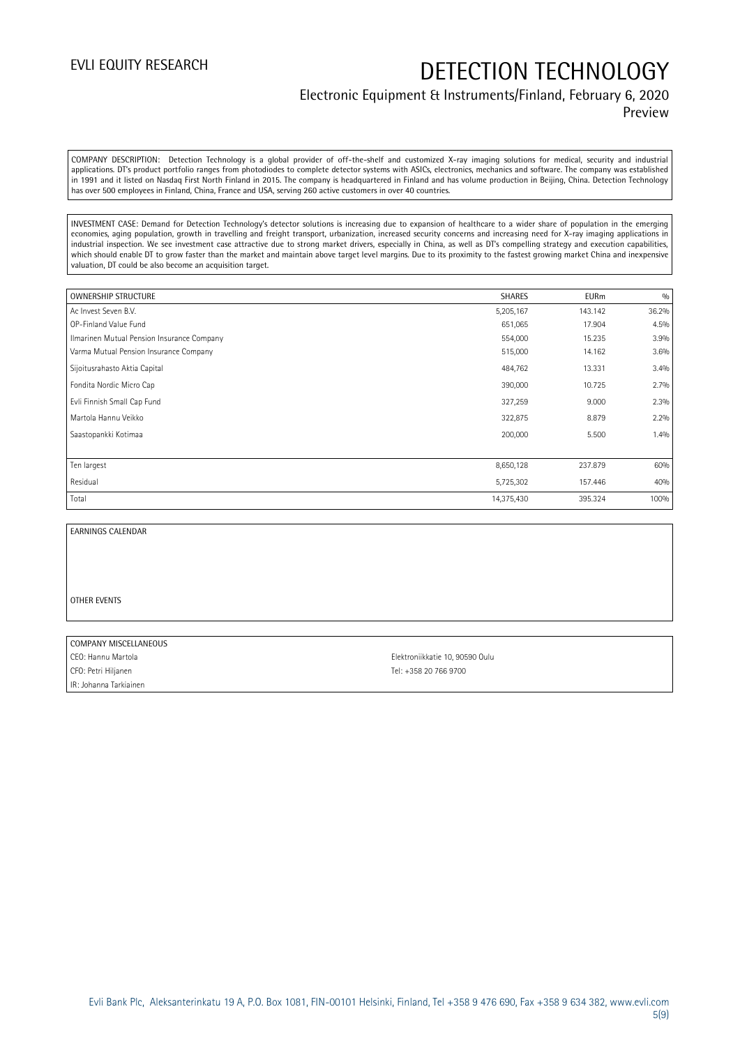COMPANY DESCRIPTION: Detection Technology is a global provider of off-the-shelf and customized X-ray imaging solutions for medical, security and industrial applications. DT's product portfolio ranges from photodiodes to complete detector systems with ASICs, electronics, mechanics and software. The company was established in 1991 and it listed on Nasdaq First North Finland in 2015. The company is headquartered in Finland and has volume production in Beijing, China. Detection Technology has over 500 employees in Finland, China, France and USA, serving 260 active customers in over 40 countries.

INVESTMENT CASE: Demand for Detection Technology's detector solutions is increasing due to expansion of healthcare to a wider share of population in the emerging economies, aging population, growth in travelling and freight transport, urbanization, increased security concerns and increasing need for X-ray imaging applications in industrial inspection. We see investment case attractive due to strong market drivers, especially in China, as well as DT's compelling strategy and execution capabilities, which should enable DT to grow faster than the market and maintain above target level margins. Due to its proximity to the fastest growing market China and inexpensive valuation, DT could be also become an acquisition target.

| OWNERSHIP STRUCTURE | SHARES | EURm | % |
|---|---|---|---|
| Ac Invest Seven B.V. | 5,205,167 | 143.142 | 36.2% |
| OP-Finland Value Fund | 651,065 | 17.904 | 4.5% |
| Ilmarinen Mutual Pension Insurance Company | 554,000 | 15.235 | 3.9% |
| Varma Mutual Pension Insurance Company | 515,000 | 14.162 | 3.6% |
| Sijoitusrahasto Aktia Capital | 484,762 | 13.331 | 3.4% |
| Fondita Nordic Micro Cap | 390,000 | 10.725 | 2.7% |
| Evli Finnish Small Cap Fund | 327,259 | 9.000 | 2.3% |
| Martola Hannu Veikko | 322,875 | 8.879 | 2.2% |
| Saastopankki Kotimaa | 200,000 | 5.500 | 1.4% |
| | | | |
| Ten largest | 8,650,128 | 237.879 | 60% |
| Residual | 5,725,302 | 157.446 | 40% |
| Total | 14,375,430 | 395.324 | 100% |

EARNINGS CALENDAR

OTHER EVENTS

| COMPANY MISCELLANEOUS | |
|---|---|
| CEO: Hannu Martola | Elektroniikkatie 10, 90590 Oulu |
| CFO: Petri Hiljanen | Tel: +358 20 766 9700 |
| IR: Johanna Tarkiainen | |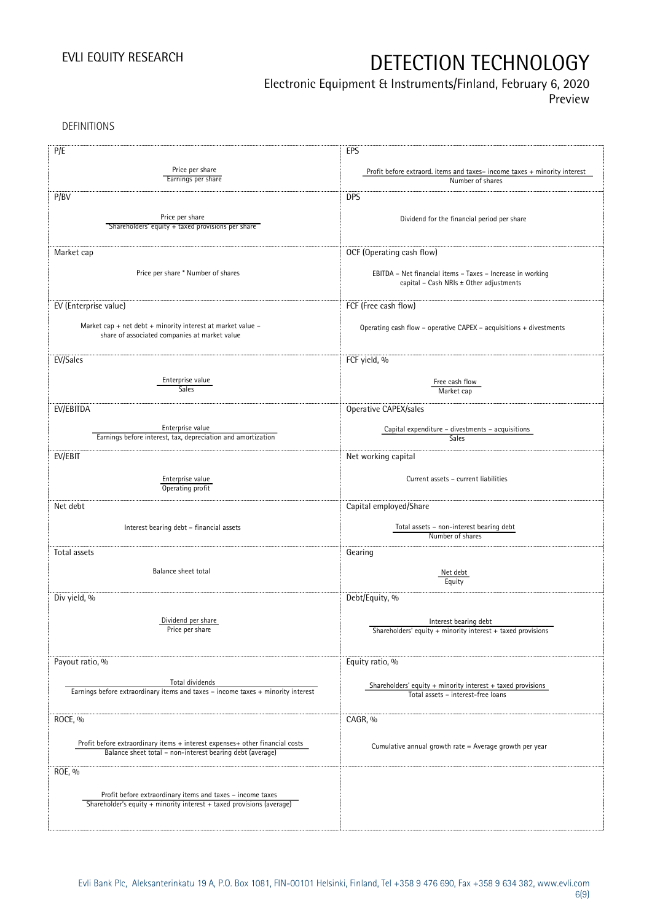DEFINITIONS

| P/E | EPS |
|---|---|
| Price per share / Earnings per share | Profit before extraord. items and taxes– income taxes + minority interest / Number of shares |
| **P/BV** | **DPS** |
| Price per share / Shareholders' equity + taxed provisions per share | Dividend for the financial period per share |
| **Market cap** | **OCF (Operating cash flow)** |
| Price per share * Number of shares | EBITDA – Net financial items – Taxes – Increase in working capital – Cash NRIs ± Other adjustments |
| **EV (Enterprise value)** | **FCF (Free cash flow)** |
| Market cap + net debt + minority interest at market value – share of associated companies at market value | Operating cash flow – operative CAPEX – acquisitions + divestments |
| **EV/Sales** | **FCF yield, %** |
| Enterprise value / Sales | Free cash flow / Market cap |
| **EV/EBITDA** | **Operative CAPEX/sales** |
| Enterprise value / Earnings before interest, tax, depreciation and amortization | Capital expenditure – divestments – acquisitions / Sales |
| **EV/EBIT** | **Net working capital** |
| Enterprise value / Operating profit | Current assets – current liabilities |
| **Net debt** | **Capital employed/Share** |
| Interest bearing debt – financial assets | Total assets – non-interest bearing debt / Number of shares |
| **Total assets** | **Gearing** |
| Balance sheet total | Net debt / Equity |
| **Div yield, %** | **Debt/Equity, %** |
| Dividend per share / Price per share | Interest bearing debt / Shareholders' equity + minority interest + taxed provisions |
| **Payout ratio, %** | **Equity ratio, %** |
| Total dividends / Earnings before extraordinary items and taxes – income taxes + minority interest | Shareholders' equity + minority interest + taxed provisions / Total assets – interest-free loans |
| **ROCE, %** | **CAGR, %** |
| Profit before extraordinary items + interest expenses+ other financial costs / Balance sheet total – non-interest bearing debt (average) | Cumulative annual growth rate = Average growth per year |
| **ROE, %** | |
| Profit before extraordinary items and taxes – income taxes / Shareholder's equity + minority interest + taxed provisions (average) | |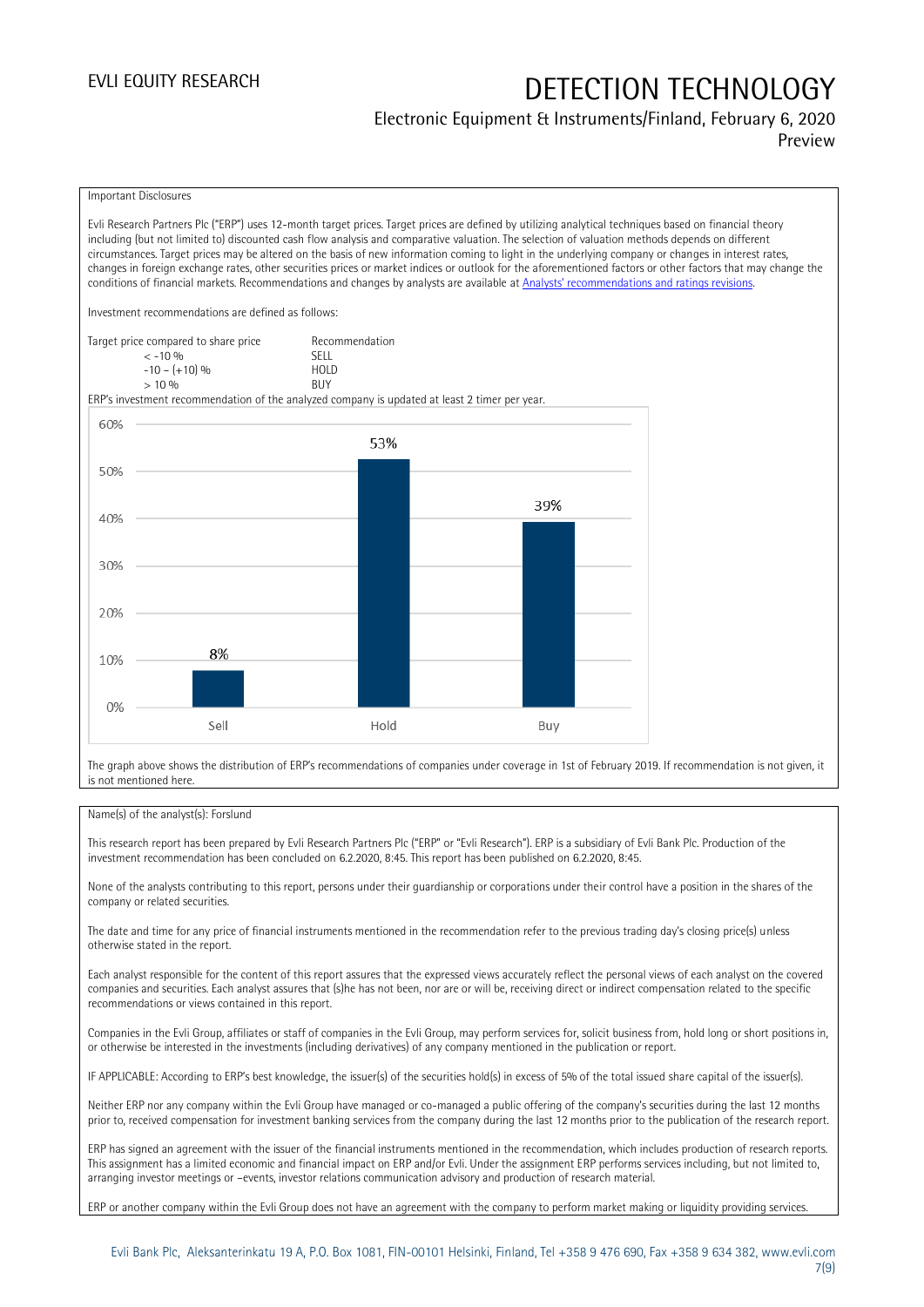Important Disclosures

Evli Research Partners Plc ("ERP") uses 12-month target prices. Target prices are defined by utilizing analytical techniques based on financial theory including (but not limited to) discounted cash flow analysis and comparative valuation. The selection of valuation methods depends on different circumstances. Target prices may be altered on the basis of new information coming to light in the underlying company or changes in interest rates, changes in foreign exchange rates, other securities prices or market indices or outlook for the aforementioned factors or other factors that may change the conditions of financial markets. Recommendations and changes by analysts are available at [Analysts' recommendations and ratings revisions](Analysts' recommendations and ratings revisions).

Investment recommendations are defined as follows:

| Target price compared to share price | Recommendation |
|---|---|
| < -10 % | SELL |
| -10 – (+10) % | HOLD |
| > 10 % | BUY |

ERP's investment recommendation of the analyzed company is updated at least 2 timer per year.

| | Sell | Hold | Buy |
|---|---|---|---|
| Share | 8% | 53% | 39% |

The graph above shows the distribution of ERP's recommendations of companies under coverage in 1st of February 2019. If recommendation is not given, it is not mentioned here.

Name(s) of the analyst(s): Forslund

This research report has been prepared by Evli Research Partners Plc ("ERP" or "Evli Research"). ERP is a subsidiary of Evli Bank Plc. Production of the investment recommendation has been concluded on 6.2.2020, 8:45. This report has been published on 6.2.2020, 8:45.

None of the analysts contributing to this report, persons under their guardianship or corporations under their control have a position in the shares of the company or related securities.

The date and time for any price of financial instruments mentioned in the recommendation refer to the previous trading day's closing price(s) unless otherwise stated in the report.

Each analyst responsible for the content of this report assures that the expressed views accurately reflect the personal views of each analyst on the covered companies and securities. Each analyst assures that (s)he has not been, nor are or will be, receiving direct or indirect compensation related to the specific recommendations or views contained in this report.

Companies in the Evli Group, affiliates or staff of companies in the Evli Group, may perform services for, solicit business from, hold long or short positions in, or otherwise be interested in the investments (including derivatives) of any company mentioned in the publication or report.

IF APPLICABLE: According to ERP's best knowledge, the issuer(s) of the securities hold(s) in excess of 5% of the total issued share capital of the issuer(s).

Neither ERP nor any company within the Evli Group have managed or co-managed a public offering of the company's securities during the last 12 months prior to, received compensation for investment banking services from the company during the last 12 months prior to the publication of the research report.

ERP has signed an agreement with the issuer of the financial instruments mentioned in the recommendation, which includes production of research reports. This assignment has a limited economic and financial impact on ERP and/or Evli. Under the assignment ERP performs services including, but not limited to, arranging investor meetings or –events, investor relations communication advisory and production of research material.

ERP or another company within the Evli Group does not have an agreement with the company to perform market making or liquidity providing services.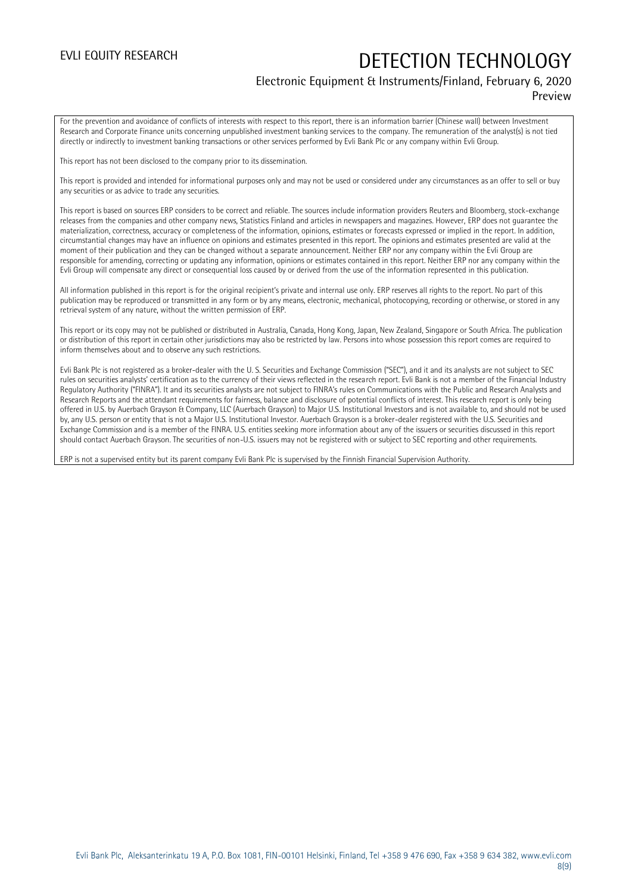For the prevention and avoidance of conflicts of interests with respect to this report, there is an information barrier (Chinese wall) between Investment Research and Corporate Finance units concerning unpublished investment banking services to the company. The remuneration of the analyst(s) is not tied directly or indirectly to investment banking transactions or other services performed by Evli Bank Plc or any company within Evli Group.

This report has not been disclosed to the company prior to its dissemination.

This report is provided and intended for informational purposes only and may not be used or considered under any circumstances as an offer to sell or buy any securities or as advice to trade any securities.

This report is based on sources ERP considers to be correct and reliable. The sources include information providers Reuters and Bloomberg, stock-exchange releases from the companies and other company news, Statistics Finland and articles in newspapers and magazines. However, ERP does not guarantee the materialization, correctness, accuracy or completeness of the information, opinions, estimates or forecasts expressed or implied in the report. In addition, circumstantial changes may have an influence on opinions and estimates presented in this report. The opinions and estimates presented are valid at the moment of their publication and they can be changed without a separate announcement. Neither ERP nor any company within the Evli Group are responsible for amending, correcting or updating any information, opinions or estimates contained in this report. Neither ERP nor any company within the Evli Group will compensate any direct or consequential loss caused by or derived from the use of the information represented in this publication.

All information published in this report is for the original recipient's private and internal use only. ERP reserves all rights to the report. No part of this publication may be reproduced or transmitted in any form or by any means, electronic, mechanical, photocopying, recording or otherwise, or stored in any retrieval system of any nature, without the written permission of ERP.

This report or its copy may not be published or distributed in Australia, Canada, Hong Kong, Japan, New Zealand, Singapore or South Africa. The publication or distribution of this report in certain other jurisdictions may also be restricted by law. Persons into whose possession this report comes are required to inform themselves about and to observe any such restrictions.

Evli Bank Plc is not registered as a broker-dealer with the U. S. Securities and Exchange Commission ("SEC"), and it and its analysts are not subject to SEC rules on securities analysts' certification as to the currency of their views reflected in the research report. Evli Bank is not a member of the Financial Industry Regulatory Authority ("FINRA"). It and its securities analysts are not subject to FINRA's rules on Communications with the Public and Research Analysts and Research Reports and the attendant requirements for fairness, balance and disclosure of potential conflicts of interest. This research report is only being offered in U.S. by Auerbach Grayson & Company, LLC (Auerbach Grayson) to Major U.S. Institutional Investors and is not available to, and should not be used by, any U.S. person or entity that is not a Major U.S. Institutional Investor. Auerbach Grayson is a broker-dealer registered with the U.S. Securities and Exchange Commission and is a member of the FINRA. U.S. entities seeking more information about any of the issuers or securities discussed in this report should contact Auerbach Grayson. The securities of non-U.S. issuers may not be registered with or subject to SEC reporting and other requirements.

ERP is not a supervised entity but its parent company Evli Bank Plc is supervised by the Finnish Financial Supervision Authority.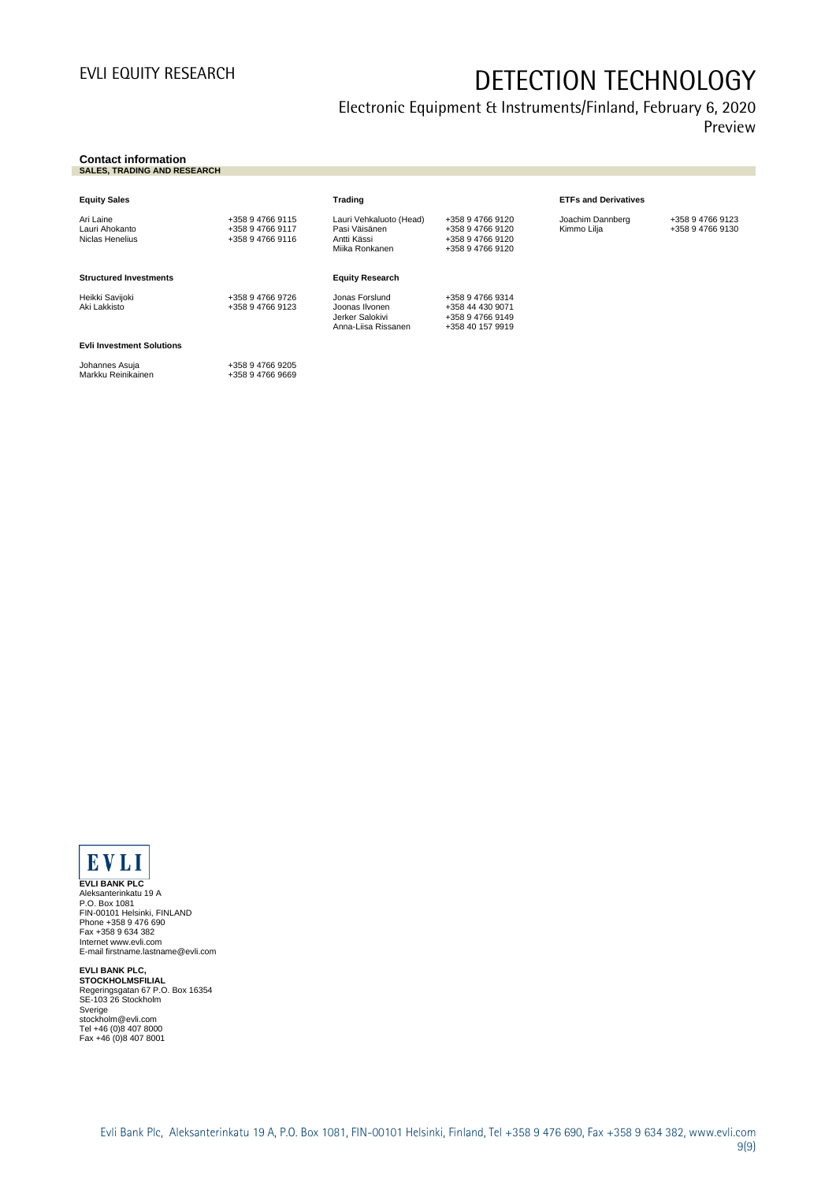## Contact information

**SALES, TRADING AND RESEARCH**

**Equity Sales**

| | |
|---|---|
| Ari Laine | +358 9 4766 9115 |
| Lauri Ahokanto | +358 9 4766 9117 |
| Niclas Henelius | +358 9 4766 9116 |

**Trading**

| | |
|---|---|
| Lauri Vehkaluoto (Head) | +358 9 4766 9120 |
| Pasi Väisänen | +358 9 4766 9120 |
| Antti Kässi | +358 9 4766 9120 |
| Miika Ronkanen | +358 9 4766 9120 |

**ETFs and Derivatives**

| | |
|---|---|
| Joachim Dannberg | +358 9 4766 9123 |
| Kimmo Lilja | +358 9 4766 9130 |

**Structured Investments**

| | |
|---|---|
| Heikki Savijoki | +358 9 4766 9726 |
| Aki Lakkisto | +358 9 4766 9123 |

**Equity Research**

| | |
|---|---|
| Jonas Forslund | +358 9 4766 9314 |
| Joonas Ilvonen | +358 44 430 9071 |
| Jerker Salokivi | +358 9 4766 9149 |
| Anna-Liisa Rissanen | +358 40 157 9919 |

**Evli Investment Solutions**

| | |
|---|---|
| Johannes Asuja | +358 9 4766 9205 |
| Markku Reinikainen | +358 9 4766 9669 |

**EVLI BANK PLC**
Aleksanterinkatu 19 A
P.O. Box 1081
FIN-00101 Helsinki, FINLAND
Phone +358 9 476 690
Fax +358 9 634 382
Internet www.evli.com
E-mail firstname.lastname@evli.com

**EVLI BANK PLC,**
**STOCKHOLMSFILIAL**
Regeringsgatan 67 P.O. Box 16354
SE-103 26 Stockholm
Sverige
stockholm@evli.com
Tel +46 (0)8 407 8000
Fax +46 (0)8 407 8001